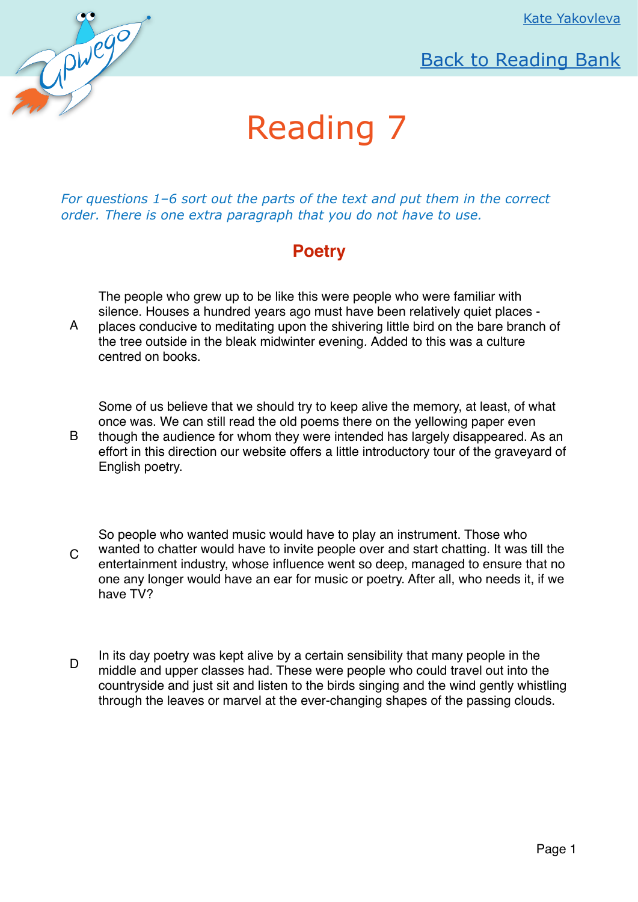# Reading 7

*For questions 1–6 sort out the parts of the text and put them in the correct order. There is one extra paragraph that you do not have to use.*

## Poetry

A The people who grew up to be like this were people who were familiar with silence. Houses a hundred years ago must have been relatively quiet places - places conducive to meditating upon the shivering little bird on the bare branch of the tree outside in the bleak midwinter evening. Added to this was a culture centred on books.

B Some of us believe that we should try to keep alive the memory, at least, of what once was. We can still read the old poems there on the yellowing paper even though the audience for whom they were intended has largely disappeared. As an effort in this direction our website offers a little introductory tour of the graveyard of English poetry.

C So people who wanted music would have to play an instrument. Those who wanted to chatter would have to invite people over and start chatting. It was till the entertainment industry, whose influence went so deep, managed to ensure that no one any longer would have an ear for music or poetry. After all, who needs it, if we have TV?

D In its day poetry was kept alive by a certain sensibility that many people in the middle and upper classes had. These were people who could travel out into the countryside and just sit and listen to the birds singing and the wind gently whistling through the leaves or marvel at the ever-changing shapes of the passing clouds.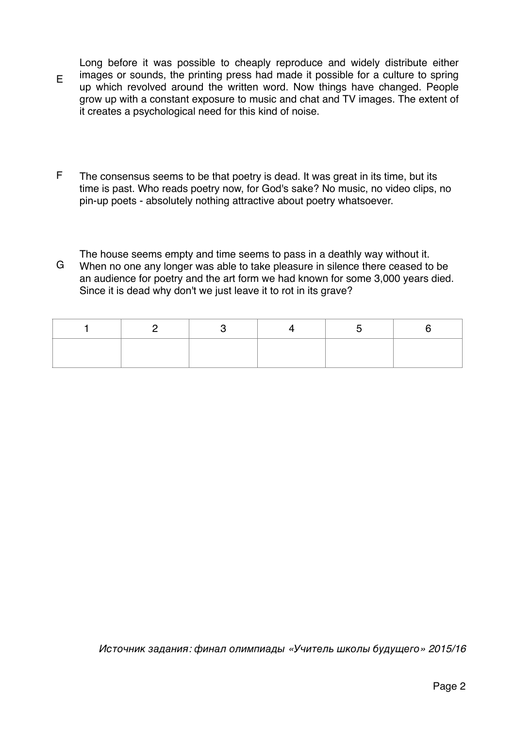E Long before it was possible to cheaply reproduce and widely distribute either images or sounds, the printing press had made it possible for a culture to spring up which revolved around the written word. Now things have changed. People grow up with a constant exposure to music and chat and TV images. The extent of it creates a psychological need for this kind of noise.

F The consensus seems to be that poetry is dead. It was great in its time, but its time is past. Who reads poetry now, for God's sake? No music, no video clips, no pin-up poets - absolutely nothing attractive about poetry whatsoever.

G The house seems empty and time seems to pass in a deathly way without it. When no one any longer was able to take pleasure in silence there ceased to be an audience for poetry and the art form we had known for some 3,000 years died. Since it is dead why don't we just leave it to rot in its grave?

| 1 | 2 | 3 | 4 | 5 | 6 |
|---|---|---|---|---|---|
| | | | | | |

*Источник задания: финал олимпиады «Учитель школы будущего» 2015/16*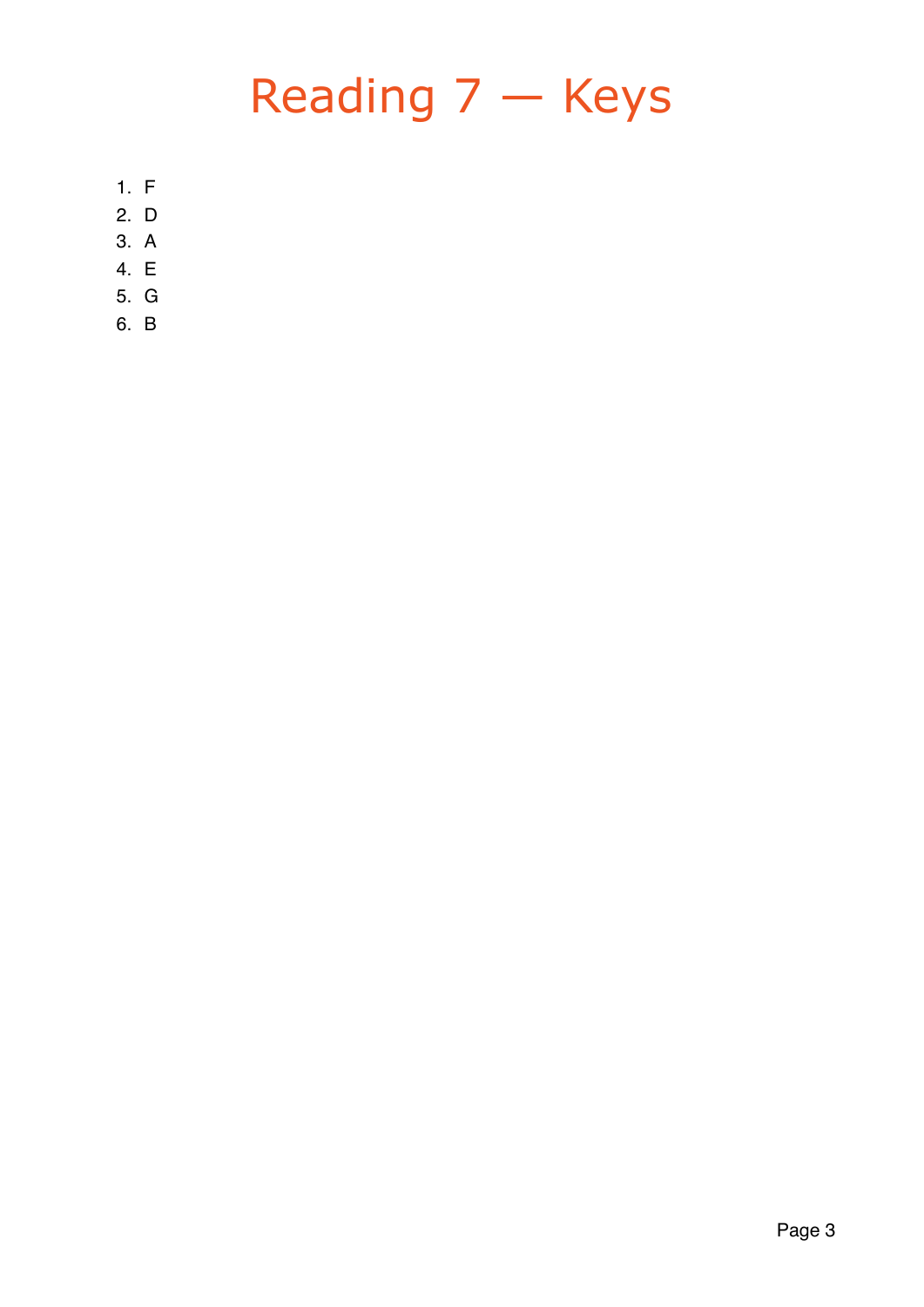# Reading 7 — Keys

1. F
2. D
3. A
4. E
5. G
6. B